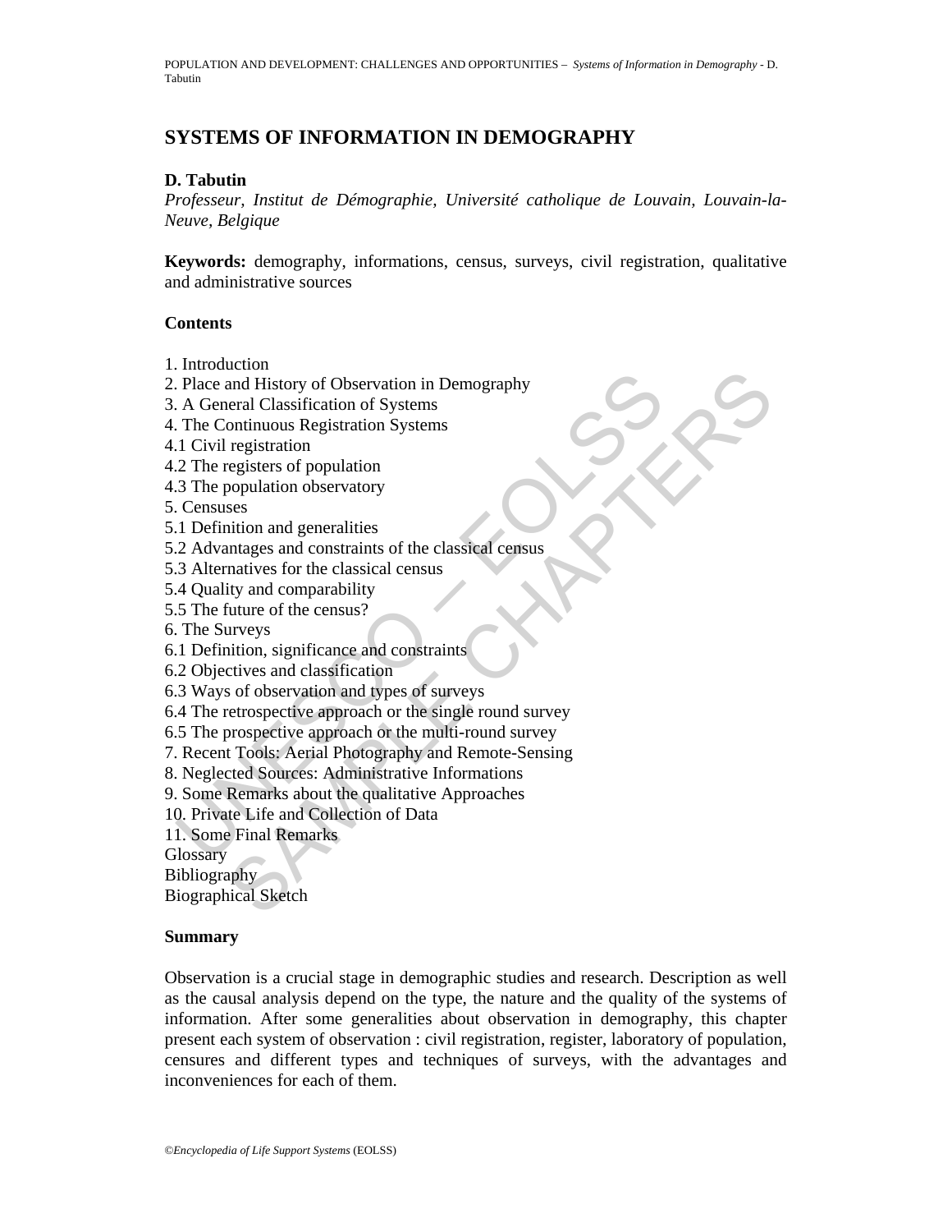# SYSTEMS OF INFORMATION IN DEMOGRAPHY

**D. Tabutin**

*Professeur, Institut de Démographie, Université catholique de Louvain, Louvain-la-Neuve, Belgique*

**Keywords:** demography, informations, census, surveys, civil registration, qualitative and administrative sources

## Contents

1. Introduction
2. Place and History of Observation in Demography
3. A General Classification of Systems
4. The Continuous Registration Systems
4.1 Civil registration
4.2 The registers of population
4.3 The population observatory
5. Censuses
5.1 Definition and generalities
5.2 Advantages and constraints of the classical census
5.3 Alternatives for the classical census
5.4 Quality and comparability
5.5 The future of the census?
6. The Surveys
6.1 Definition, significance and constraints
6.2 Objectives and classification
6.3 Ways of observation and types of surveys
6.4 The retrospective approach or the single round survey
6.5 The prospective approach or the multi-round survey
7. Recent Tools: Aerial Photography and Remote-Sensing
8. Neglected Sources: Administrative Informations
9. Some Remarks about the qualitative Approaches
10. Private Life and Collection of Data
11. Some Final Remarks

Glossary
Bibliography
Biographical Sketch

## Summary

Observation is a crucial stage in demographic studies and research. Description as well as the causal analysis depend on the type, the nature and the quality of the systems of information. After some generalities about observation in demography, this chapter present each system of observation : civil registration, register, laboratory of population, censures and different types and techniques of surveys, with the advantages and inconveniences for each of them.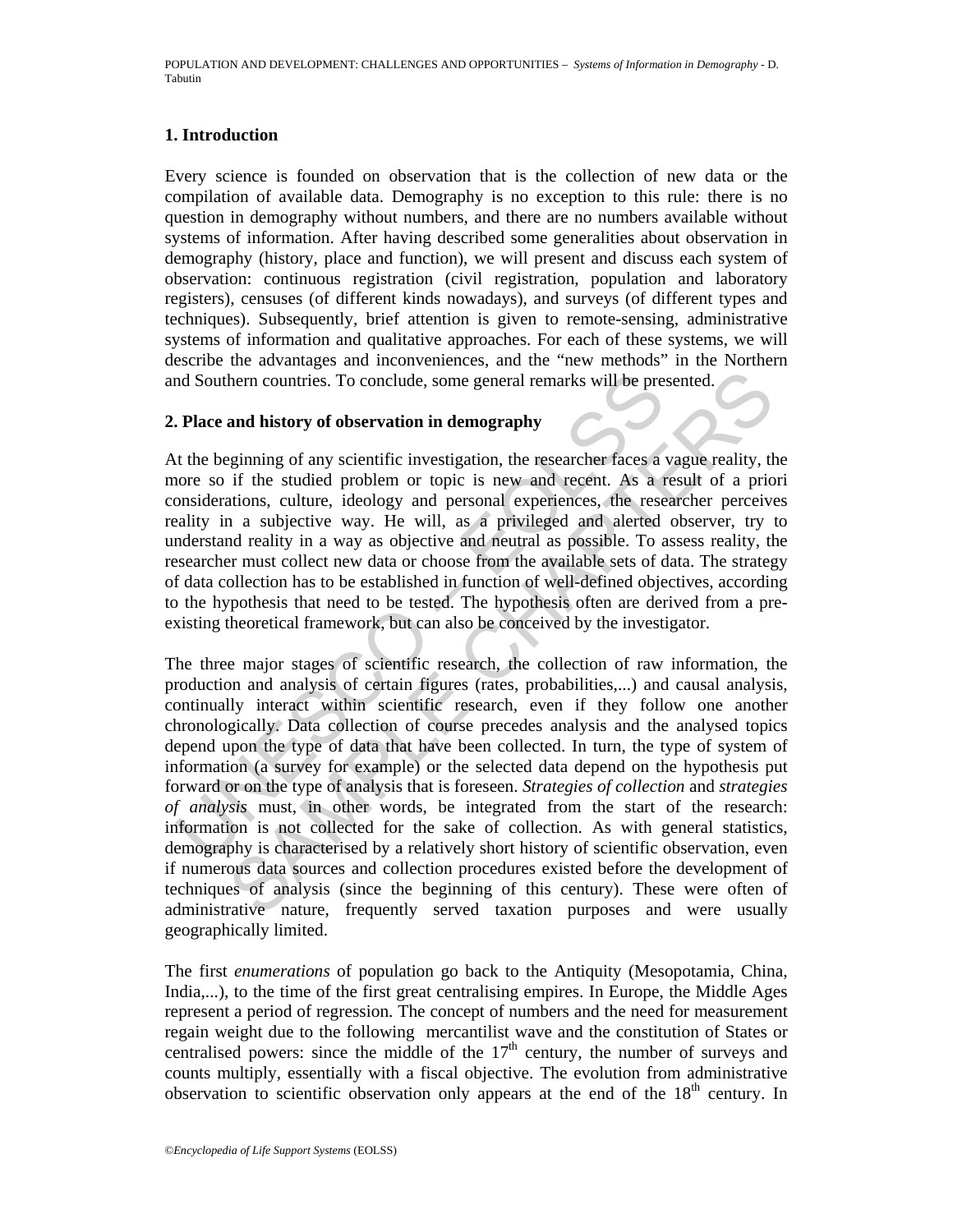## 1. Introduction

Every science is founded on observation that is the collection of new data or the compilation of available data. Demography is no exception to this rule: there is no question in demography without numbers, and there are no numbers available without systems of information. After having described some generalities about observation in demography (history, place and function), we will present and discuss each system of observation: continuous registration (civil registration, population and laboratory registers), censuses (of different kinds nowadays), and surveys (of different types and techniques). Subsequently, brief attention is given to remote-sensing, administrative systems of information and qualitative approaches. For each of these systems, we will describe the advantages and inconveniences, and the "new methods" in the Northern and Southern countries. To conclude, some general remarks will be presented.

## 2. Place and history of observation in demography

At the beginning of any scientific investigation, the researcher faces a vague reality, the more so if the studied problem or topic is new and recent. As a result of a priori considerations, culture, ideology and personal experiences, the researcher perceives reality in a subjective way. He will, as a privileged and alerted observer, try to understand reality in a way as objective and neutral as possible. To assess reality, the researcher must collect new data or choose from the available sets of data. The strategy of data collection has to be established in function of well-defined objectives, according to the hypothesis that need to be tested. The hypothesis often are derived from a pre-existing theoretical framework, but can also be conceived by the investigator.

The three major stages of scientific research, the collection of raw information, the production and analysis of certain figures (rates, probabilities,...) and causal analysis, continually interact within scientific research, even if they follow one another chronologically. Data collection of course precedes analysis and the analysed topics depend upon the type of data that have been collected. In turn, the type of system of information (a survey for example) or the selected data depend on the hypothesis put forward or on the type of analysis that is foreseen. *Strategies of collection* and *strategies of analysis* must, in other words, be integrated from the start of the research: information is not collected for the sake of collection. As with general statistics, demography is characterised by a relatively short history of scientific observation, even if numerous data sources and collection procedures existed before the development of techniques of analysis (since the beginning of this century). These were often of administrative nature, frequently served taxation purposes and were usually geographically limited.

The first *enumerations* of population go back to the Antiquity (Mesopotamia, China, India,...), to the time of the first great centralising empires. In Europe, the Middle Ages represent a period of regression. The concept of numbers and the need for measurement regain weight due to the following mercantilist wave and the constitution of States or centralised powers: since the middle of the 17th century, the number of surveys and counts multiply, essentially with a fiscal objective. The evolution from administrative observation to scientific observation only appears at the end of the 18th century. In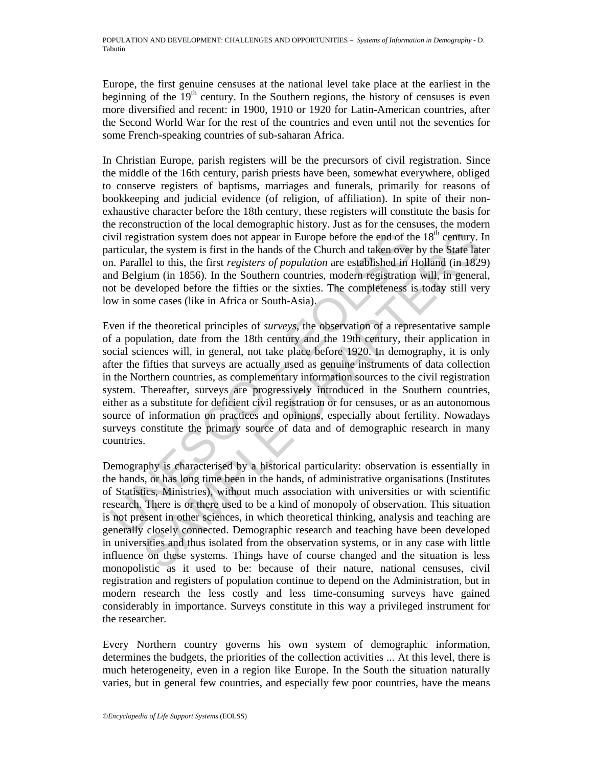Europe, the first genuine censuses at the national level take place at the earliest in the beginning of the 19th century. In the Southern regions, the history of censuses is even more diversified and recent: in 1900, 1910 or 1920 for Latin-American countries, after the Second World War for the rest of the countries and even until not the seventies for some French-speaking countries of sub-saharan Africa.

In Christian Europe, parish registers will be the precursors of civil registration. Since the middle of the 16th century, parish priests have been, somewhat everywhere, obliged to conserve registers of baptisms, marriages and funerals, primarily for reasons of bookkeeping and judicial evidence (of religion, of affiliation). In spite of their non-exhaustive character before the 18th century, these registers will constitute the basis for the reconstruction of the local demographic history. Just as for the censuses, the modern civil registration system does not appear in Europe before the end of the 18th century. In particular, the system is first in the hands of the Church and taken over by the State later on. Parallel to this, the first *registers of population* are established in Holland (in 1829) and Belgium (in 1856). In the Southern countries, modern registration will, in general, not be developed before the fifties or the sixties. The completeness is today still very low in some cases (like in Africa or South-Asia).

Even if the theoretical principles of *surveys*, the observation of a representative sample of a population, date from the 18th century and the 19th century, their application in social sciences will, in general, not take place before 1920. In demography, it is only after the fifties that surveys are actually used as genuine instruments of data collection in the Northern countries, as complementary information sources to the civil registration system. Thereafter, surveys are progressively introduced in the Southern countries, either as a substitute for deficient civil registration or for censuses, or as an autonomous source of information on practices and opinions, especially about fertility. Nowadays surveys constitute the primary source of data and of demographic research in many countries.

Demography is characterised by a historical particularity: observation is essentially in the hands, or has long time been in the hands, of administrative organisations (Institutes of Statistics, Ministries), without much association with universities or with scientific research. There is or there used to be a kind of monopoly of observation. This situation is not present in other sciences, in which theoretical thinking, analysis and teaching are generally closely connected. Demographic research and teaching have been developed in universities and thus isolated from the observation systems, or in any case with little influence on these systems. Things have of course changed and the situation is less monopolistic as it used to be: because of their nature, national censuses, civil registration and registers of population continue to depend on the Administration, but in modern research the less costly and less time-consuming surveys have gained considerably in importance. Surveys constitute in this way a privileged instrument for the researcher.

Every Northern country governs his own system of demographic information, determines the budgets, the priorities of the collection activities ... At this level, there is much heterogeneity, even in a region like Europe. In the South the situation naturally varies, but in general few countries, and especially few poor countries, have the means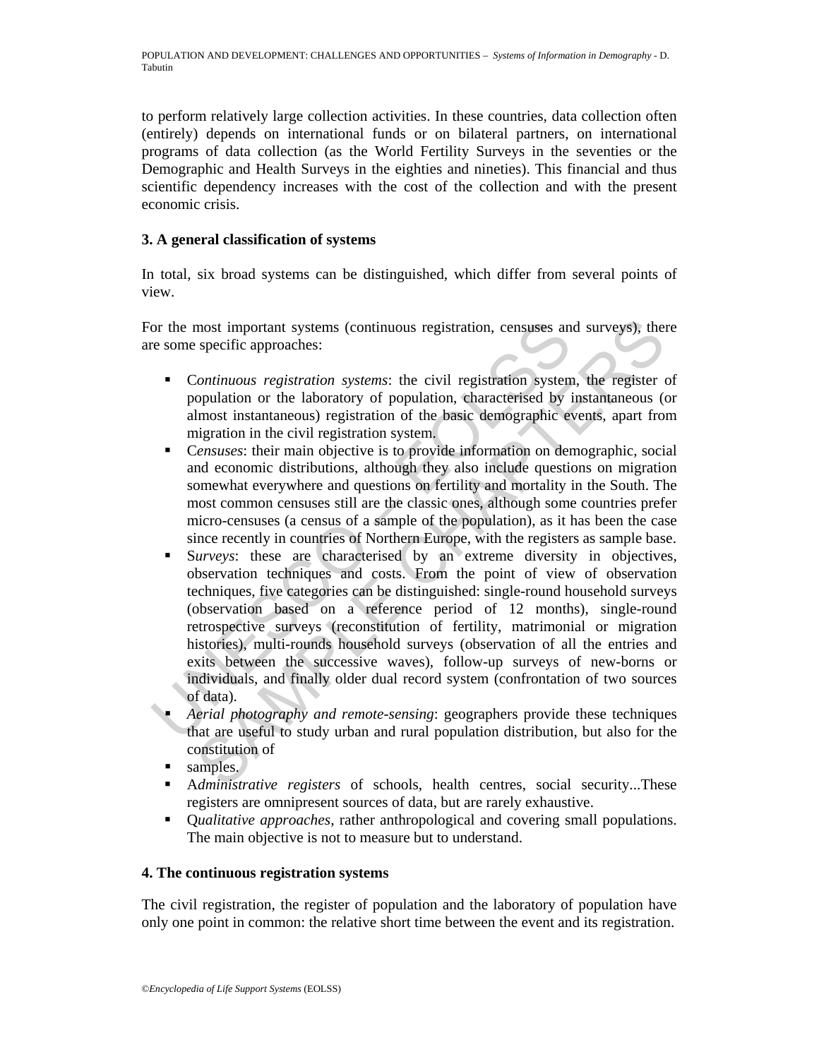to perform relatively large collection activities. In these countries, data collection often (entirely) depends on international funds or on bilateral partners, on international programs of data collection (as the World Fertility Surveys in the seventies or the Demographic and Health Surveys in the eighties and nineties). This financial and thus scientific dependency increases with the cost of the collection and with the present economic crisis.

### 3. A general classification of systems

In total, six broad systems can be distinguished, which differ from several points of view.

For the most important systems (continuous registration, censuses and surveys), there are some specific approaches:

- C*ontinuous registration systems*: the civil registration system, the register of population or the laboratory of population, characterised by instantaneous (or almost instantaneous) registration of the basic demographic events, apart from migration in the civil registration system.
- C*ensuses*: their main objective is to provide information on demographic, social and economic distributions, although they also include questions on migration somewhat everywhere and questions on fertility and mortality in the South. The most common censuses still are the classic ones, although some countries prefer micro-censuses (a census of a sample of the population), as it has been the case since recently in countries of Northern Europe, with the registers as sample base.
- S*urveys*: these are characterised by an extreme diversity in objectives, observation techniques and costs. From the point of view of observation techniques, five categories can be distinguished: single-round household surveys (observation based on a reference period of 12 months), single-round retrospective surveys (reconstitution of fertility, matrimonial or migration histories), multi-rounds household surveys (observation of all the entries and exits between the successive waves), follow-up surveys of new-borns or individuals, and finally older dual record system (confrontation of two sources of data).
- *Aerial photography and remote-sensing*: geographers provide these techniques that are useful to study urban and rural population distribution, but also for the constitution of
- samples.
- A*dministrative registers* of schools, health centres, social security...These registers are omnipresent sources of data, but are rarely exhaustive.
- Q*ualitative approaches*, rather anthropological and covering small populations. The main objective is not to measure but to understand.

### 4. The continuous registration systems

The civil registration, the register of population and the laboratory of population have only one point in common: the relative short time between the event and its registration.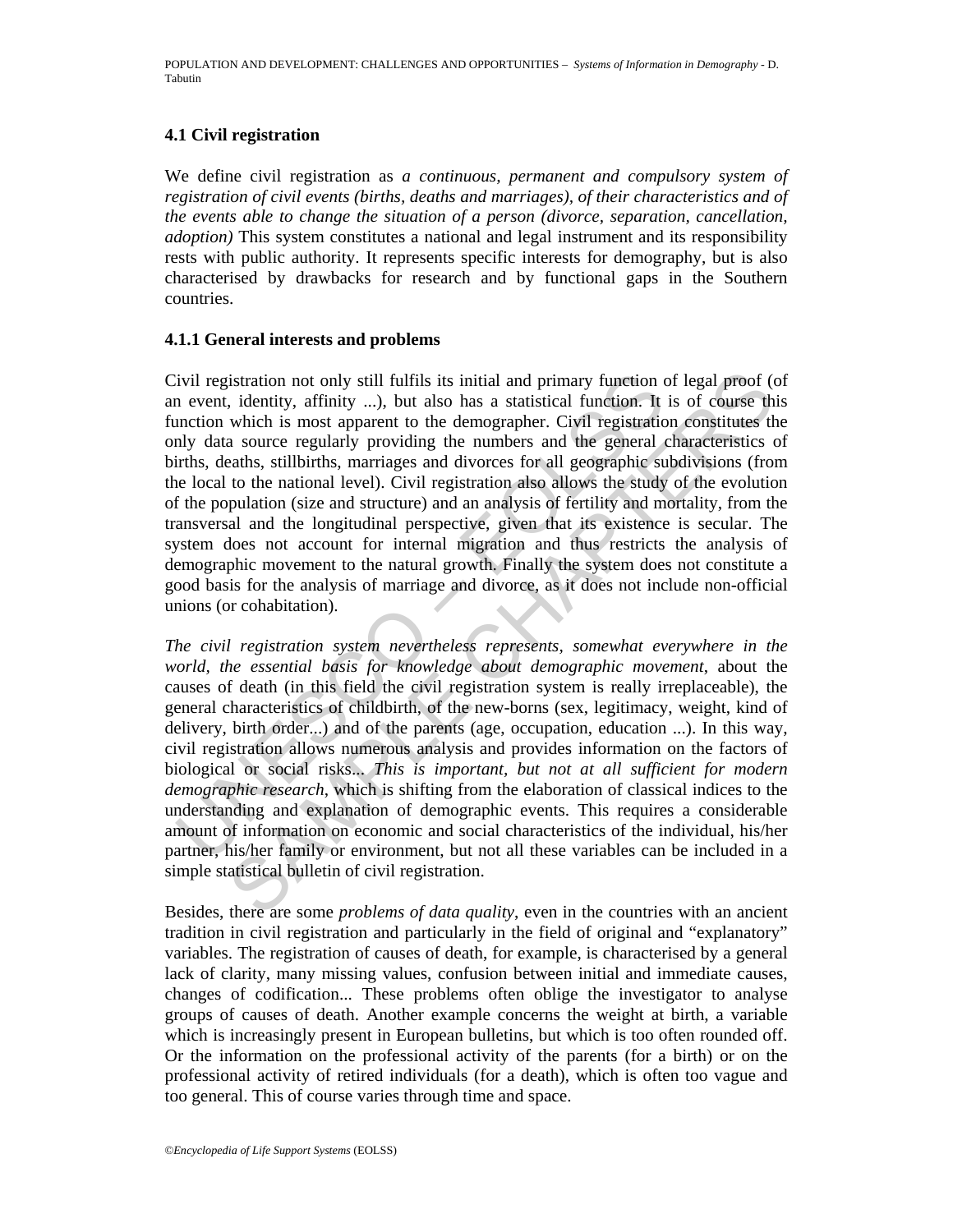### 4.1 Civil registration

We define civil registration as *a continuous, permanent and compulsory system of registration of civil events (births, deaths and marriages), of their characteristics and of the events able to change the situation of a person (divorce, separation, cancellation, adoption)* This system constitutes a national and legal instrument and its responsibility rests with public authority. It represents specific interests for demography, but is also characterised by drawbacks for research and by functional gaps in the Southern countries.

#### 4.1.1 General interests and problems

Civil registration not only still fulfils its initial and primary function of legal proof (of an event, identity, affinity ...), but also has a statistical function. It is of course this function which is most apparent to the demographer. Civil registration constitutes the only data source regularly providing the numbers and the general characteristics of births, deaths, stillbirths, marriages and divorces for all geographic subdivisions (from the local to the national level). Civil registration also allows the study of the evolution of the population (size and structure) and an analysis of fertility and mortality, from the transversal and the longitudinal perspective, given that its existence is secular. The system does not account for internal migration and thus restricts the analysis of demographic movement to the natural growth. Finally the system does not constitute a good basis for the analysis of marriage and divorce, as it does not include non-official unions (or cohabitation).

*The civil registration system nevertheless represents, somewhat everywhere in the world, the essential basis for knowledge about demographic movement*, about the causes of death (in this field the civil registration system is really irreplaceable), the general characteristics of childbirth, of the new-borns (sex, legitimacy, weight, kind of delivery, birth order...) and of the parents (age, occupation, education ...). In this way, civil registration allows numerous analysis and provides information on the factors of biological or social risks... *This is important, but not at all sufficient for modern demographic research*, which is shifting from the elaboration of classical indices to the understanding and explanation of demographic events. This requires a considerable amount of information on economic and social characteristics of the individual, his/her partner, his/her family or environment, but not all these variables can be included in a simple statistical bulletin of civil registration.

Besides, there are some *problems of data quality*, even in the countries with an ancient tradition in civil registration and particularly in the field of original and "explanatory" variables. The registration of causes of death, for example, is characterised by a general lack of clarity, many missing values, confusion between initial and immediate causes, changes of codification... These problems often oblige the investigator to analyse groups of causes of death. Another example concerns the weight at birth, a variable which is increasingly present in European bulletins, but which is too often rounded off. Or the information on the professional activity of the parents (for a birth) or on the professional activity of retired individuals (for a death), which is often too vague and too general. This of course varies through time and space.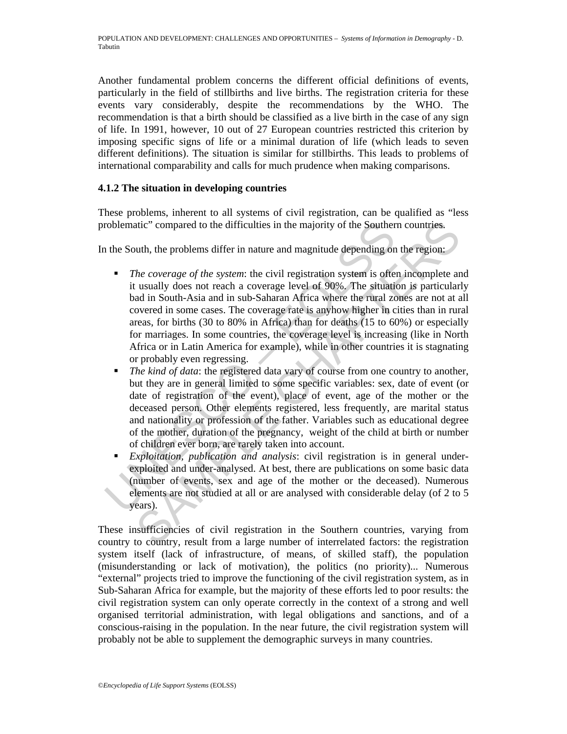Another fundamental problem concerns the different official definitions of events, particularly in the field of stillbirths and live births. The registration criteria for these events vary considerably, despite the recommendations by the WHO. The recommendation is that a birth should be classified as a live birth in the case of any sign of life. In 1991, however, 10 out of 27 European countries restricted this criterion by imposing specific signs of life or a minimal duration of life (which leads to seven different definitions). The situation is similar for stillbirths. This leads to problems of international comparability and calls for much prudence when making comparisons.

### 4.1.2 The situation in developing countries

These problems, inherent to all systems of civil registration, can be qualified as "less problematic" compared to the difficulties in the majority of the Southern countries.

In the South, the problems differ in nature and magnitude depending on the region:

- *The coverage of the system*: the civil registration system is often incomplete and it usually does not reach a coverage level of 90%. The situation is particularly bad in South-Asia and in sub-Saharan Africa where the rural zones are not at all covered in some cases. The coverage rate is anyhow higher in cities than in rural areas, for births (30 to 80% in Africa) than for deaths (15 to 60%) or especially for marriages. In some countries, the coverage level is increasing (like in North Africa or in Latin America for example), while in other countries it is stagnating or probably even regressing.
- *The kind of data*: the registered data vary of course from one country to another, but they are in general limited to some specific variables: sex, date of event (or date of registration of the event), place of event, age of the mother or the deceased person. Other elements registered, less frequently, are marital status and nationality or profession of the father. Variables such as educational degree of the mother, duration of the pregnancy, weight of the child at birth or number of children ever born, are rarely taken into account.
- *Exploitation, publication and analysis*: civil registration is in general under-exploited and under-analysed. At best, there are publications on some basic data (number of events, sex and age of the mother or the deceased). Numerous elements are not studied at all or are analysed with considerable delay (of 2 to 5 years).

These insufficiencies of civil registration in the Southern countries, varying from country to country, result from a large number of interrelated factors: the registration system itself (lack of infrastructure, of means, of skilled staff), the population (misunderstanding or lack of motivation), the politics (no priority)... Numerous "external" projects tried to improve the functioning of the civil registration system, as in Sub-Saharan Africa for example, but the majority of these efforts led to poor results: the civil registration system can only operate correctly in the context of a strong and well organised territorial administration, with legal obligations and sanctions, and of a conscious-raising in the population. In the near future, the civil registration system will probably not be able to supplement the demographic surveys in many countries.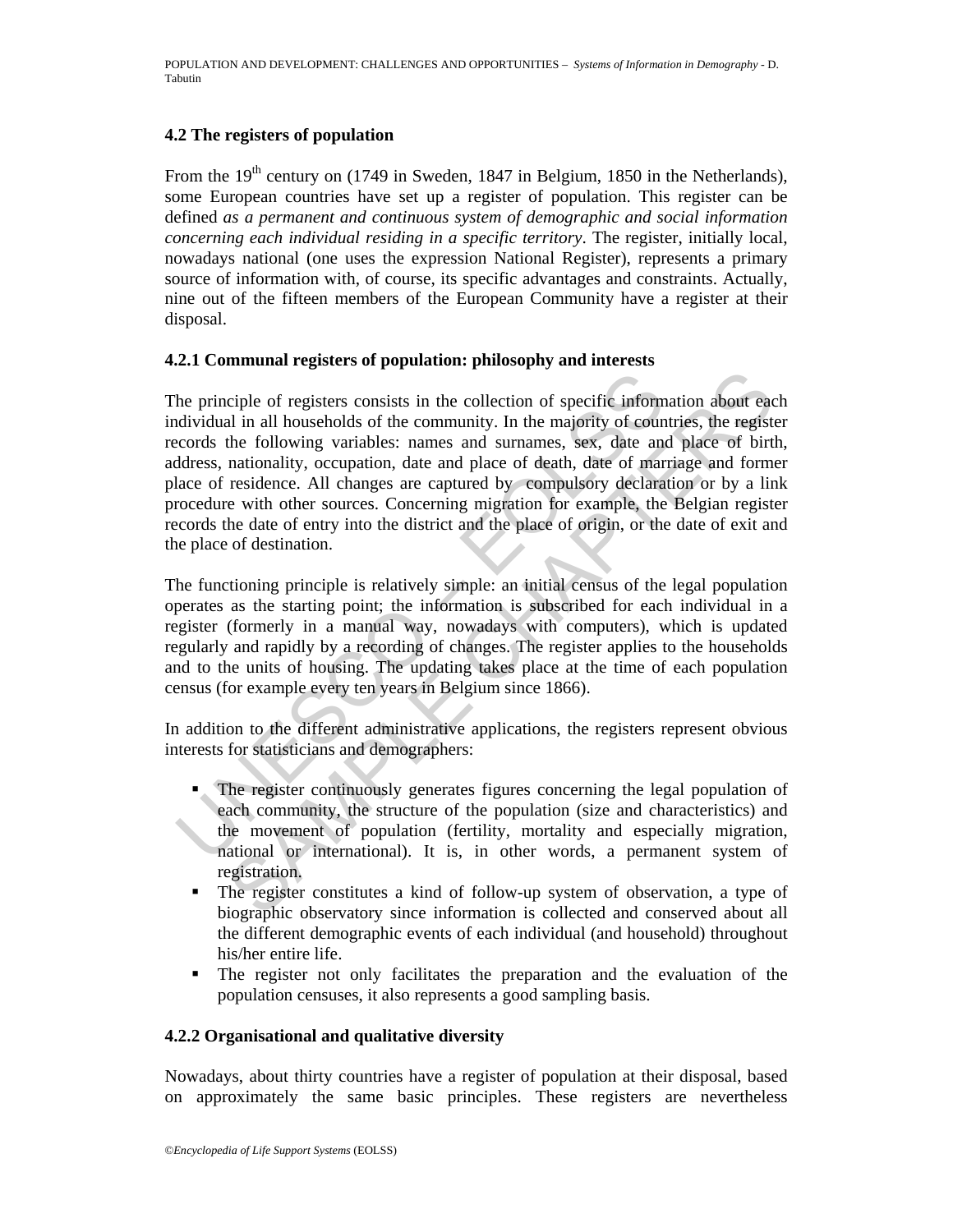### 4.2 The registers of population

From the 19th century on (1749 in Sweden, 1847 in Belgium, 1850 in the Netherlands), some European countries have set up a register of population. This register can be defined *as a permanent and continuous system of demographic and social information concerning each individual residing in a specific territory*. The register, initially local, nowadays national (one uses the expression National Register), represents a primary source of information with, of course, its specific advantages and constraints. Actually, nine out of the fifteen members of the European Community have a register at their disposal.

#### 4.2.1 Communal registers of population: philosophy and interests

The principle of registers consists in the collection of specific information about each individual in all households of the community. In the majority of countries, the register records the following variables: names and surnames, sex, date and place of birth, address, nationality, occupation, date and place of death, date of marriage and former place of residence. All changes are captured by compulsory declaration or by a link procedure with other sources. Concerning migration for example, the Belgian register records the date of entry into the district and the place of origin, or the date of exit and the place of destination.

The functioning principle is relatively simple: an initial census of the legal population operates as the starting point; the information is subscribed for each individual in a register (formerly in a manual way, nowadays with computers), which is updated regularly and rapidly by a recording of changes. The register applies to the households and to the units of housing. The updating takes place at the time of each population census (for example every ten years in Belgium since 1866).

In addition to the different administrative applications, the registers represent obvious interests for statisticians and demographers:

- The register continuously generates figures concerning the legal population of each community, the structure of the population (size and characteristics) and the movement of population (fertility, mortality and especially migration, national or international). It is, in other words, a permanent system of registration.
- The register constitutes a kind of follow-up system of observation, a type of biographic observatory since information is collected and conserved about all the different demographic events of each individual (and household) throughout his/her entire life.
- The register not only facilitates the preparation and the evaluation of the population censuses, it also represents a good sampling basis.

#### 4.2.2 Organisational and qualitative diversity

Nowadays, about thirty countries have a register of population at their disposal, based on approximately the same basic principles. These registers are nevertheless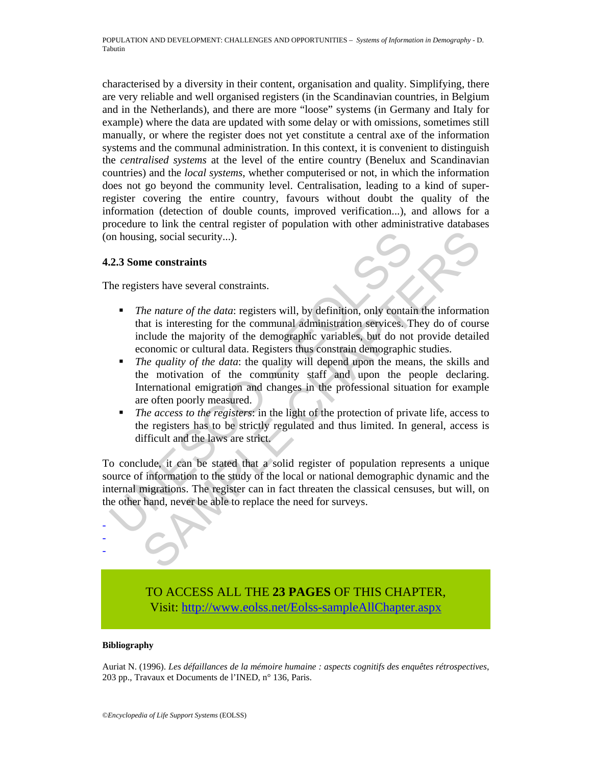characterised by a diversity in their content, organisation and quality. Simplifying, there are very reliable and well organised registers (in the Scandinavian countries, in Belgium and in the Netherlands), and there are more "loose" systems (in Germany and Italy for example) where the data are updated with some delay or with omissions, sometimes still manually, or where the register does not yet constitute a central axe of the information systems and the communal administration. In this context, it is convenient to distinguish the *centralised systems* at the level of the entire country (Benelux and Scandinavian countries) and the *local systems*, whether computerised or not, in which the information does not go beyond the community level. Centralisation, leading to a kind of super-register covering the entire country, favours without doubt the quality of the information (detection of double counts, improved verification...), and allows for a procedure to link the central register of population with other administrative databases (on housing, social security...).

### 4.2.3 Some constraints

The registers have several constraints.

- *The nature of the data*: registers will, by definition, only contain the information that is interesting for the communal administration services. They do of course include the majority of the demographic variables, but do not provide detailed economic or cultural data. Registers thus constrain demographic studies.
- *The quality of the data*: the quality will depend upon the means, the skills and the motivation of the community staff and upon the people declaring. International emigration and changes in the professional situation for example are often poorly measured.
- *The access to the registers*: in the light of the protection of private life, access to the registers has to be strictly regulated and thus limited. In general, access is difficult and the laws are strict.

To conclude, it can be stated that a solid register of population represents a unique source of information to the study of the local or national demographic dynamic and the internal migrations. The register can in fact threaten the classical censuses, but will, on the other hand, never be able to replace the need for surveys.

-
-
-

TO ACCESS ALL THE **23 PAGES** OF THIS CHAPTER,
Visit: http://www.eolss.net/Eolss-sampleAllChapter.aspx

#### Bibliography

Auriat N. (1996). *Les défaillances de la mémoire humaine : aspects cognitifs des enquêtes rétrospectives*, 203 pp., Travaux et Documents de l'INED, n° 136, Paris.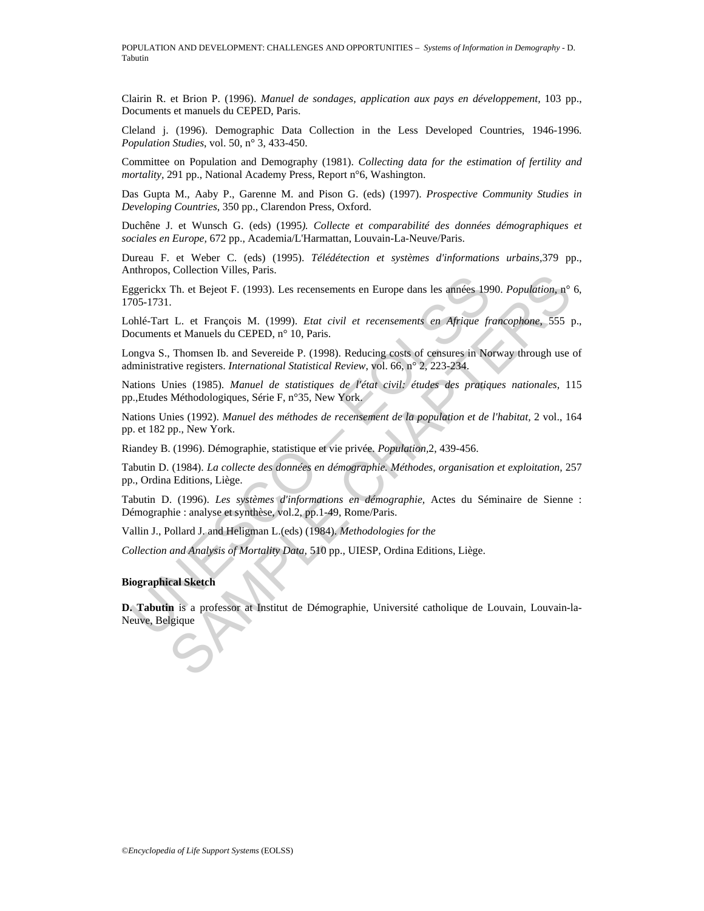Clairin R. et Brion P. (1996). *Manuel de sondages, application aux pays en développement,* 103 pp., Documents et manuels du CEPED, Paris.

Cleland j. (1996). Demographic Data Collection in the Less Developed Countries, 1946-1996. *Population Studies*, vol. 50, n° 3, 433-450.

Committee on Population and Demography (1981). *Collecting data for the estimation of fertility and mortality,* 291 pp., National Academy Press, Report n°6, Washington.

Das Gupta M., Aaby P., Garenne M. and Pison G. (eds) (1997). *Prospective Community Studies in Developing Countries*, 350 pp., Clarendon Press, Oxford.

Duchêne J. et Wunsch G. (eds) (1995*). Collecte et comparabilité des données démographiques et sociales en Europe,* 672 pp., Academia/L'Harmattan, Louvain-La-Neuve/Paris.

Dureau F. et Weber C. (eds) (1995). *Télédétection et systèmes d'informations urbains,*379 pp., Anthropos, Collection Villes, Paris.

Eggerickx Th. et Bejeot F. (1993). Les recensements en Europe dans les années 1990. *Population,* n° 6, 1705-1731.

Lohlé-Tart L. et François M. (1999). *Etat civil et recensements en Afrique francophone,* 555 p., Documents et Manuels du CEPED, n° 10, Paris.

Longva S., Thomsen Ib. and Severeide P. (1998). Reducing costs of censures in Norway through use of administrative registers. *International Statistical Review,* vol. 66, n° 2, 223-234.

Nations Unies (1985). *Manuel de statistiques de l'état civil: études des pratiques nationales,* 115 pp.,Etudes Méthodologiques, Série F, n°35, New York.

Nations Unies (1992). *Manuel des méthodes de recensement de la population et de l'habitat,* 2 vol., 164 pp. et 182 pp., New York.

Riandey B. (1996). Démographie, statistique et vie privée. *Population,*2, 439-456.

Tabutin D. (1984). *La collecte des données en démographie. Méthodes, organisation et exploitation,* 257 pp., Ordina Editions, Liège.

Tabutin D. (1996). *Les systèmes d'informations en démographie,* Actes du Séminaire de Sienne : Démographie : analyse et synthèse, vol.2, pp.1-49, Rome/Paris.

Vallin J., Pollard J. and Heligman L.(eds) (1984). *Methodologies for the*

*Collection and Analysis of Mortality Data,* 510 pp., UIESP, Ordina Editions, Liège.

**Biographical Sketch**

**D. Tabutin** is a professor at Institut de Démographie, Université catholique de Louvain, Louvain-la-Neuve, Belgique